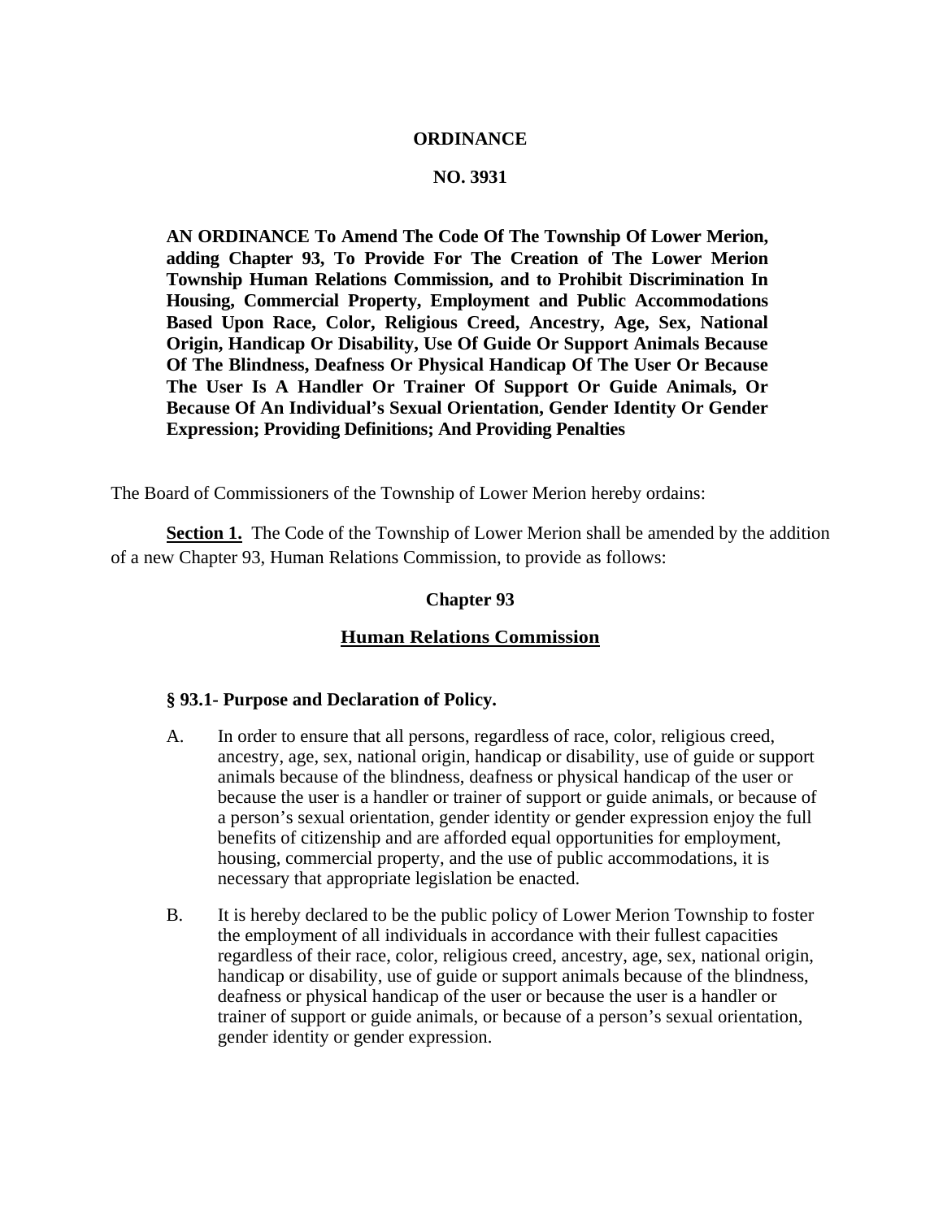**ORDINANCE**

**NO. 3931**

**AN ORDINANCE To Amend The Code Of The Township Of Lower Merion, adding Chapter 93, To Provide For The Creation of The Lower Merion Township Human Relations Commission, and to Prohibit Discrimination In Housing, Commercial Property, Employment and Public Accommodations Based Upon Race, Color, Religious Creed, Ancestry, Age, Sex, National Origin, Handicap Or Disability, Use Of Guide Or Support Animals Because Of The Blindness, Deafness Or Physical Handicap Of The User Or Because The User Is A Handler Or Trainer Of Support Or Guide Animals, Or Because Of An Individual's Sexual Orientation, Gender Identity Or Gender Expression; Providing Definitions; And Providing Penalties**

The Board of Commissioners of the Township of Lower Merion hereby ordains:

**Section 1.** The Code of the Township of Lower Merion shall be amended by the addition of a new Chapter 93, Human Relations Commission, to provide as follows:

## Chapter 93

## Human Relations Commission

### § 93.1- Purpose and Declaration of Policy.

A. In order to ensure that all persons, regardless of race, color, religious creed, ancestry, age, sex, national origin, handicap or disability, use of guide or support animals because of the blindness, deafness or physical handicap of the user or because the user is a handler or trainer of support or guide animals, or because of a person's sexual orientation, gender identity or gender expression enjoy the full benefits of citizenship and are afforded equal opportunities for employment, housing, commercial property, and the use of public accommodations, it is necessary that appropriate legislation be enacted.

B. It is hereby declared to be the public policy of Lower Merion Township to foster the employment of all individuals in accordance with their fullest capacities regardless of their race, color, religious creed, ancestry, age, sex, national origin, handicap or disability, use of guide or support animals because of the blindness, deafness or physical handicap of the user or because the user is a handler or trainer of support or guide animals, or because of a person's sexual orientation, gender identity or gender expression.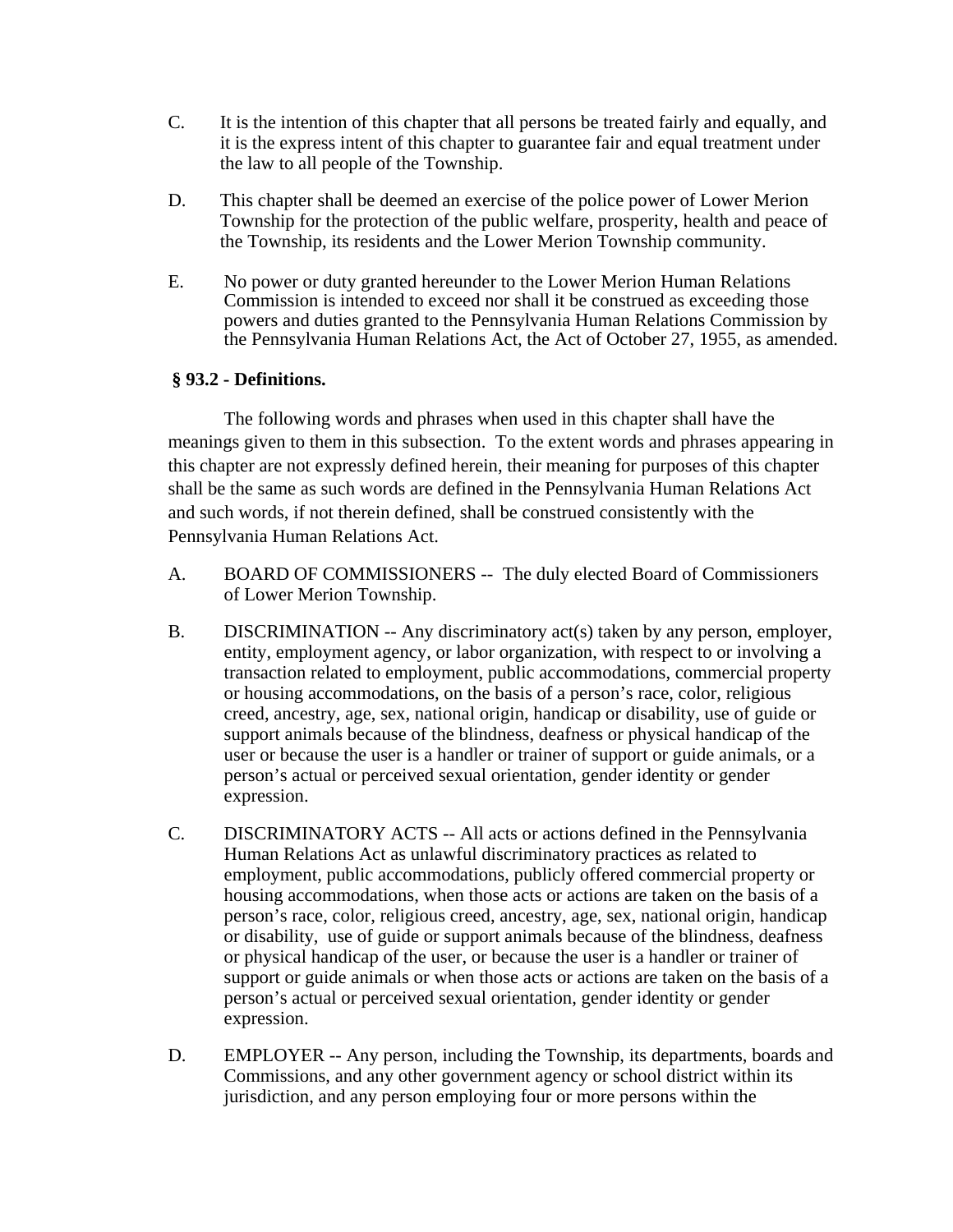C. It is the intention of this chapter that all persons be treated fairly and equally, and it is the express intent of this chapter to guarantee fair and equal treatment under the law to all people of the Township.

D. This chapter shall be deemed an exercise of the police power of Lower Merion Township for the protection of the public welfare, prosperity, health and peace of the Township, its residents and the Lower Merion Township community.

E. No power or duty granted hereunder to the Lower Merion Human Relations Commission is intended to exceed nor shall it be construed as exceeding those powers and duties granted to the Pennsylvania Human Relations Commission by the Pennsylvania Human Relations Act, the Act of October 27, 1955, as amended.

**§ 93.2 - Definitions.**

The following words and phrases when used in this chapter shall have the meanings given to them in this subsection. To the extent words and phrases appearing in this chapter are not expressly defined herein, their meaning for purposes of this chapter shall be the same as such words are defined in the Pennsylvania Human Relations Act and such words, if not therein defined, shall be construed consistently with the Pennsylvania Human Relations Act.

A. BOARD OF COMMISSIONERS -- The duly elected Board of Commissioners of Lower Merion Township.

B. DISCRIMINATION -- Any discriminatory act(s) taken by any person, employer, entity, employment agency, or labor organization, with respect to or involving a transaction related to employment, public accommodations, commercial property or housing accommodations, on the basis of a person's race, color, religious creed, ancestry, age, sex, national origin, handicap or disability, use of guide or support animals because of the blindness, deafness or physical handicap of the user or because the user is a handler or trainer of support or guide animals, or a person's actual or perceived sexual orientation, gender identity or gender expression.

C. DISCRIMINATORY ACTS -- All acts or actions defined in the Pennsylvania Human Relations Act as unlawful discriminatory practices as related to employment, public accommodations, publicly offered commercial property or housing accommodations, when those acts or actions are taken on the basis of a person's race, color, religious creed, ancestry, age, sex, national origin, handicap or disability, use of guide or support animals because of the blindness, deafness or physical handicap of the user, or because the user is a handler or trainer of support or guide animals or when those acts or actions are taken on the basis of a person's actual or perceived sexual orientation, gender identity or gender expression.

D. EMPLOYER -- Any person, including the Township, its departments, boards and Commissions, and any other government agency or school district within its jurisdiction, and any person employing four or more persons within the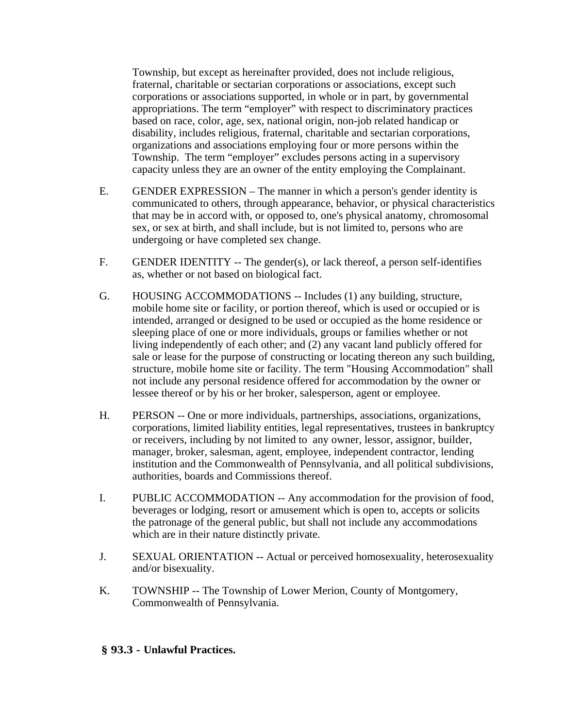Township, but except as hereinafter provided, does not include religious, fraternal, charitable or sectarian corporations or associations, except such corporations or associations supported, in whole or in part, by governmental appropriations. The term "employer" with respect to discriminatory practices based on race, color, age, sex, national origin, non-job related handicap or disability, includes religious, fraternal, charitable and sectarian corporations, organizations and associations employing four or more persons within the Township. The term "employer" excludes persons acting in a supervisory capacity unless they are an owner of the entity employing the Complainant.

E. GENDER EXPRESSION – The manner in which a person's gender identity is communicated to others, through appearance, behavior, or physical characteristics that may be in accord with, or opposed to, one's physical anatomy, chromosomal sex, or sex at birth, and shall include, but is not limited to, persons who are undergoing or have completed sex change.

F. GENDER IDENTITY -- The gender(s), or lack thereof, a person self-identifies as, whether or not based on biological fact.

G. HOUSING ACCOMMODATIONS -- Includes (1) any building, structure, mobile home site or facility, or portion thereof, which is used or occupied or is intended, arranged or designed to be used or occupied as the home residence or sleeping place of one or more individuals, groups or families whether or not living independently of each other; and (2) any vacant land publicly offered for sale or lease for the purpose of constructing or locating thereon any such building, structure, mobile home site or facility. The term "Housing Accommodation" shall not include any personal residence offered for accommodation by the owner or lessee thereof or by his or her broker, salesperson, agent or employee.

H. PERSON -- One or more individuals, partnerships, associations, organizations, corporations, limited liability entities, legal representatives, trustees in bankruptcy or receivers, including by not limited to any owner, lessor, assignor, builder, manager, broker, salesman, agent, employee, independent contractor, lending institution and the Commonwealth of Pennsylvania, and all political subdivisions, authorities, boards and Commissions thereof.

I. PUBLIC ACCOMMODATION -- Any accommodation for the provision of food, beverages or lodging, resort or amusement which is open to, accepts or solicits the patronage of the general public, but shall not include any accommodations which are in their nature distinctly private.

J. SEXUAL ORIENTATION -- Actual or perceived homosexuality, heterosexuality and/or bisexuality.

K. TOWNSHIP -- The Township of Lower Merion, County of Montgomery, Commonwealth of Pennsylvania.

**§ 93.3 - Unlawful Practices.**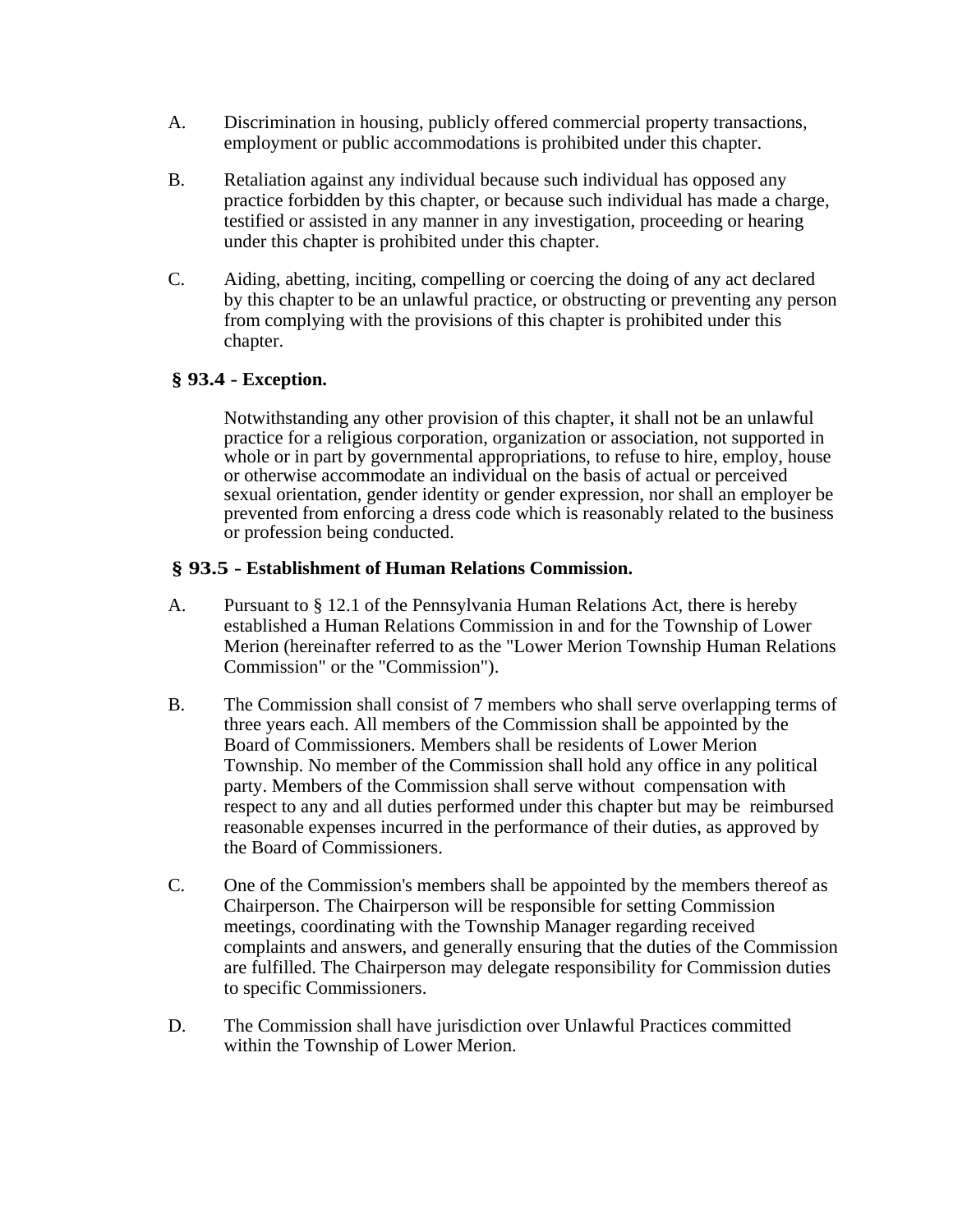A. Discrimination in housing, publicly offered commercial property transactions, employment or public accommodations is prohibited under this chapter.

B. Retaliation against any individual because such individual has opposed any practice forbidden by this chapter, or because such individual has made a charge, testified or assisted in any manner in any investigation, proceeding or hearing under this chapter is prohibited under this chapter.

C. Aiding, abetting, inciting, compelling or coercing the doing of any act declared by this chapter to be an unlawful practice, or obstructing or preventing any person from complying with the provisions of this chapter is prohibited under this chapter.

### § 93.4 - Exception.

Notwithstanding any other provision of this chapter, it shall not be an unlawful practice for a religious corporation, organization or association, not supported in whole or in part by governmental appropriations, to refuse to hire, employ, house or otherwise accommodate an individual on the basis of actual or perceived sexual orientation, gender identity or gender expression, nor shall an employer be prevented from enforcing a dress code which is reasonably related to the business or profession being conducted.

### § 93.5 - Establishment of Human Relations Commission.

A. Pursuant to § 12.1 of the Pennsylvania Human Relations Act, there is hereby established a Human Relations Commission in and for the Township of Lower Merion (hereinafter referred to as the "Lower Merion Township Human Relations Commission" or the "Commission").

B. The Commission shall consist of 7 members who shall serve overlapping terms of three years each. All members of the Commission shall be appointed by the Board of Commissioners. Members shall be residents of Lower Merion Township. No member of the Commission shall hold any office in any political party. Members of the Commission shall serve without compensation with respect to any and all duties performed under this chapter but may be reimbursed reasonable expenses incurred in the performance of their duties, as approved by the Board of Commissioners.

C. One of the Commission's members shall be appointed by the members thereof as Chairperson. The Chairperson will be responsible for setting Commission meetings, coordinating with the Township Manager regarding received complaints and answers, and generally ensuring that the duties of the Commission are fulfilled. The Chairperson may delegate responsibility for Commission duties to specific Commissioners.

D. The Commission shall have jurisdiction over Unlawful Practices committed within the Township of Lower Merion.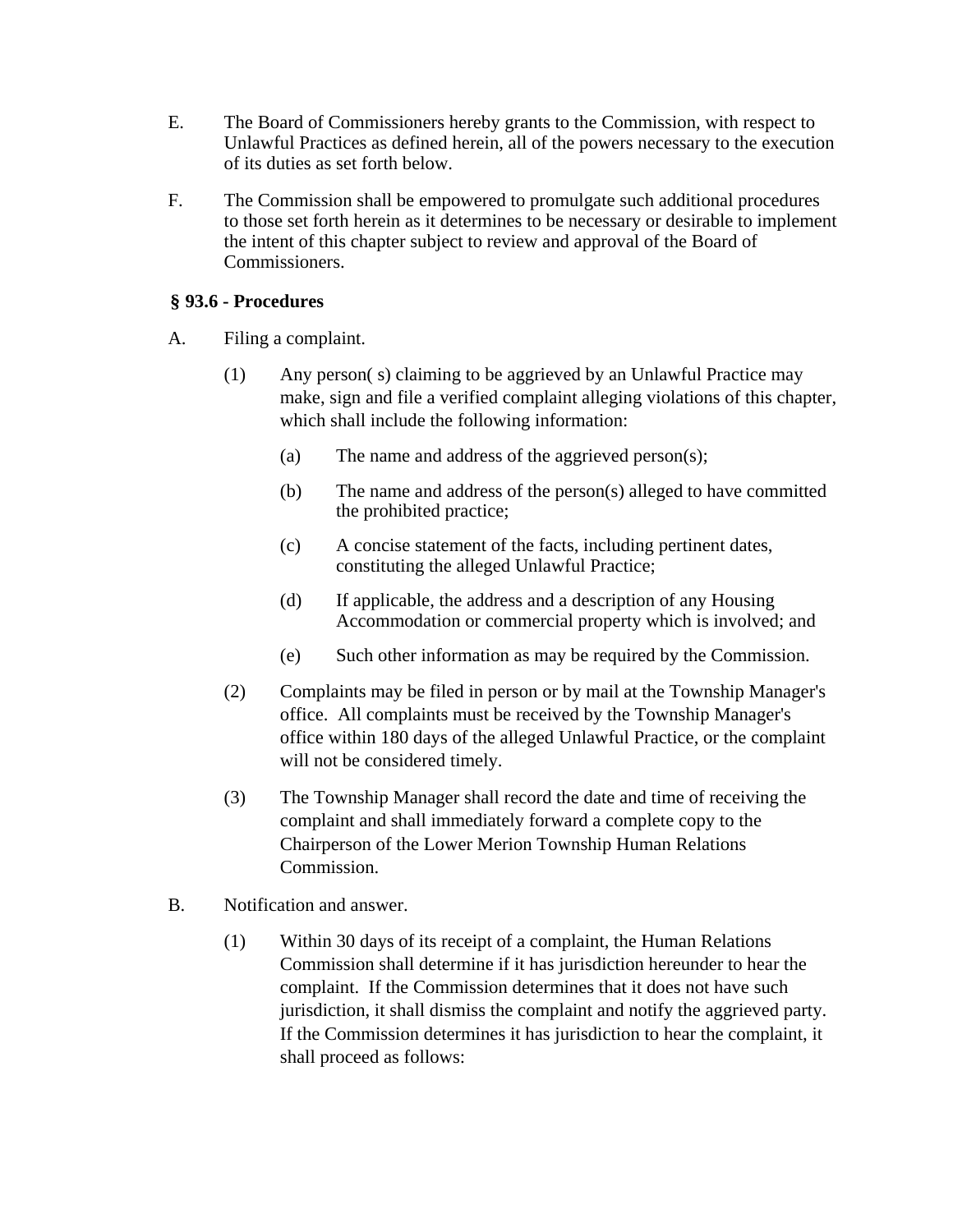E. The Board of Commissioners hereby grants to the Commission, with respect to Unlawful Practices as defined herein, all of the powers necessary to the execution of its duties as set forth below.

F. The Commission shall be empowered to promulgate such additional procedures to those set forth herein as it determines to be necessary or desirable to implement the intent of this chapter subject to review and approval of the Board of Commissioners.

**§ 93.6 - Procedures**

A. Filing a complaint.

(1) Any person( s) claiming to be aggrieved by an Unlawful Practice may make, sign and file a verified complaint alleging violations of this chapter, which shall include the following information:

(a) The name and address of the aggrieved person(s);

(b) The name and address of the person(s) alleged to have committed the prohibited practice;

(c) A concise statement of the facts, including pertinent dates, constituting the alleged Unlawful Practice;

(d) If applicable, the address and a description of any Housing Accommodation or commercial property which is involved; and

(e) Such other information as may be required by the Commission.

(2) Complaints may be filed in person or by mail at the Township Manager's office. All complaints must be received by the Township Manager's office within 180 days of the alleged Unlawful Practice, or the complaint will not be considered timely.

(3) The Township Manager shall record the date and time of receiving the complaint and shall immediately forward a complete copy to the Chairperson of the Lower Merion Township Human Relations Commission.

B. Notification and answer.

(1) Within 30 days of its receipt of a complaint, the Human Relations Commission shall determine if it has jurisdiction hereunder to hear the complaint. If the Commission determines that it does not have such jurisdiction, it shall dismiss the complaint and notify the aggrieved party. If the Commission determines it has jurisdiction to hear the complaint, it shall proceed as follows: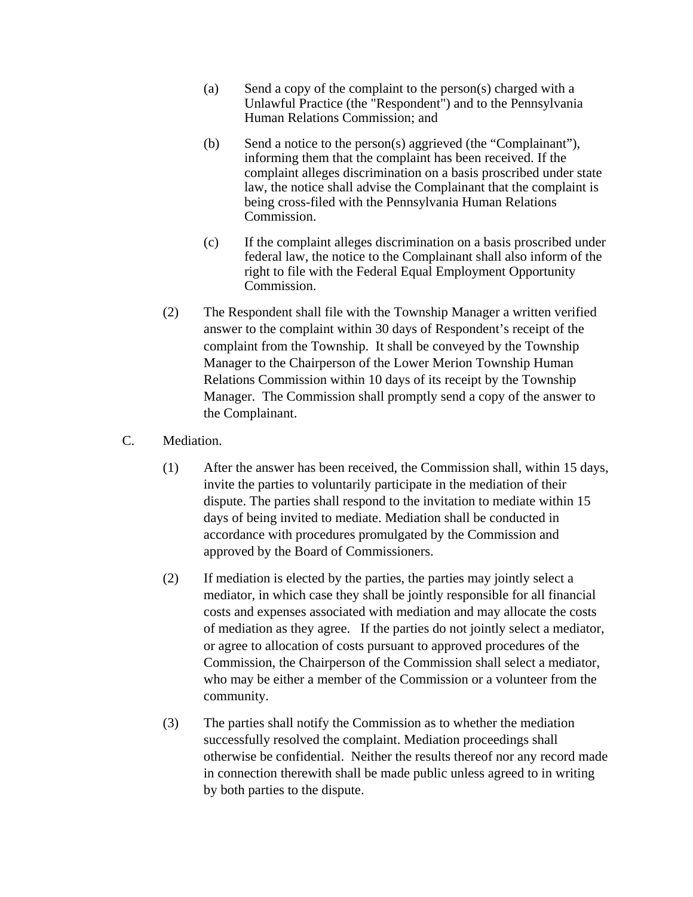(a) Send a copy of the complaint to the person(s) charged with a Unlawful Practice (the "Respondent") and to the Pennsylvania Human Relations Commission; and

(b) Send a notice to the person(s) aggrieved (the "Complainant"), informing them that the complaint has been received. If the complaint alleges discrimination on a basis proscribed under state law, the notice shall advise the Complainant that the complaint is being cross-filed with the Pennsylvania Human Relations Commission.

(c) If the complaint alleges discrimination on a basis proscribed under federal law, the notice to the Complainant shall also inform of the right to file with the Federal Equal Employment Opportunity Commission.

(2) The Respondent shall file with the Township Manager a written verified answer to the complaint within 30 days of Respondent's receipt of the complaint from the Township. It shall be conveyed by the Township Manager to the Chairperson of the Lower Merion Township Human Relations Commission within 10 days of its receipt by the Township Manager. The Commission shall promptly send a copy of the answer to the Complainant.

C. Mediation.

(1) After the answer has been received, the Commission shall, within 15 days, invite the parties to voluntarily participate in the mediation of their dispute. The parties shall respond to the invitation to mediate within 15 days of being invited to mediate. Mediation shall be conducted in accordance with procedures promulgated by the Commission and approved by the Board of Commissioners.

(2) If mediation is elected by the parties, the parties may jointly select a mediator, in which case they shall be jointly responsible for all financial costs and expenses associated with mediation and may allocate the costs of mediation as they agree. If the parties do not jointly select a mediator, or agree to allocation of costs pursuant to approved procedures of the Commission, the Chairperson of the Commission shall select a mediator, who may be either a member of the Commission or a volunteer from the community.

(3) The parties shall notify the Commission as to whether the mediation successfully resolved the complaint. Mediation proceedings shall otherwise be confidential. Neither the results thereof nor any record made in connection therewith shall be made public unless agreed to in writing by both parties to the dispute.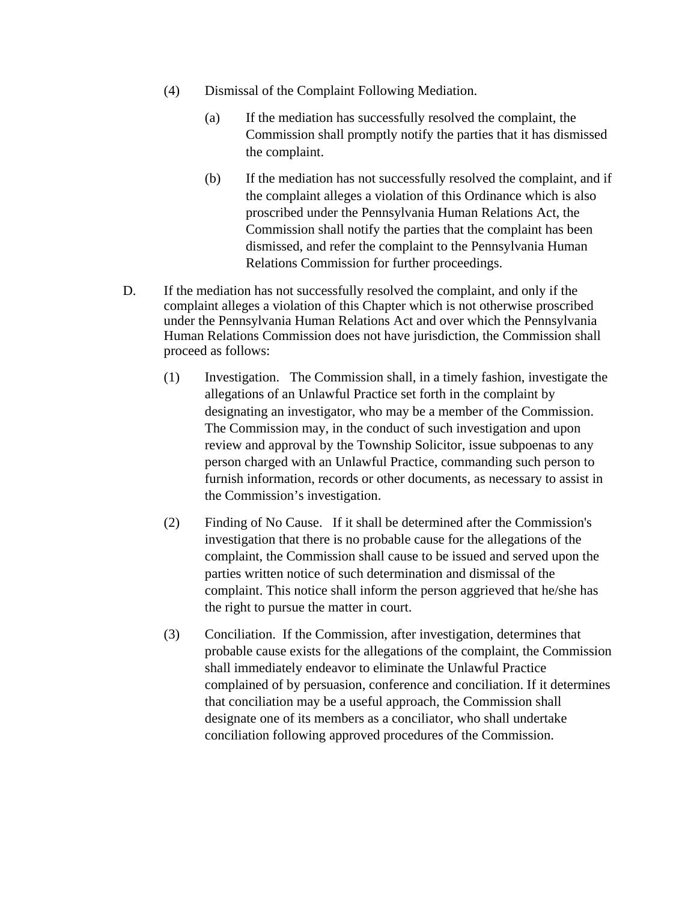(4) Dismissal of the Complaint Following Mediation.

(a) If the mediation has successfully resolved the complaint, the Commission shall promptly notify the parties that it has dismissed the complaint.

(b) If the mediation has not successfully resolved the complaint, and if the complaint alleges a violation of this Ordinance which is also proscribed under the Pennsylvania Human Relations Act, the Commission shall notify the parties that the complaint has been dismissed, and refer the complaint to the Pennsylvania Human Relations Commission for further proceedings.

D. If the mediation has not successfully resolved the complaint, and only if the complaint alleges a violation of this Chapter which is not otherwise proscribed under the Pennsylvania Human Relations Act and over which the Pennsylvania Human Relations Commission does not have jurisdiction, the Commission shall proceed as follows:

(1) Investigation. The Commission shall, in a timely fashion, investigate the allegations of an Unlawful Practice set forth in the complaint by designating an investigator, who may be a member of the Commission. The Commission may, in the conduct of such investigation and upon review and approval by the Township Solicitor, issue subpoenas to any person charged with an Unlawful Practice, commanding such person to furnish information, records or other documents, as necessary to assist in the Commission's investigation.

(2) Finding of No Cause. If it shall be determined after the Commission's investigation that there is no probable cause for the allegations of the complaint, the Commission shall cause to be issued and served upon the parties written notice of such determination and dismissal of the complaint. This notice shall inform the person aggrieved that he/she has the right to pursue the matter in court.

(3) Conciliation. If the Commission, after investigation, determines that probable cause exists for the allegations of the complaint, the Commission shall immediately endeavor to eliminate the Unlawful Practice complained of by persuasion, conference and conciliation. If it determines that conciliation may be a useful approach, the Commission shall designate one of its members as a conciliator, who shall undertake conciliation following approved procedures of the Commission.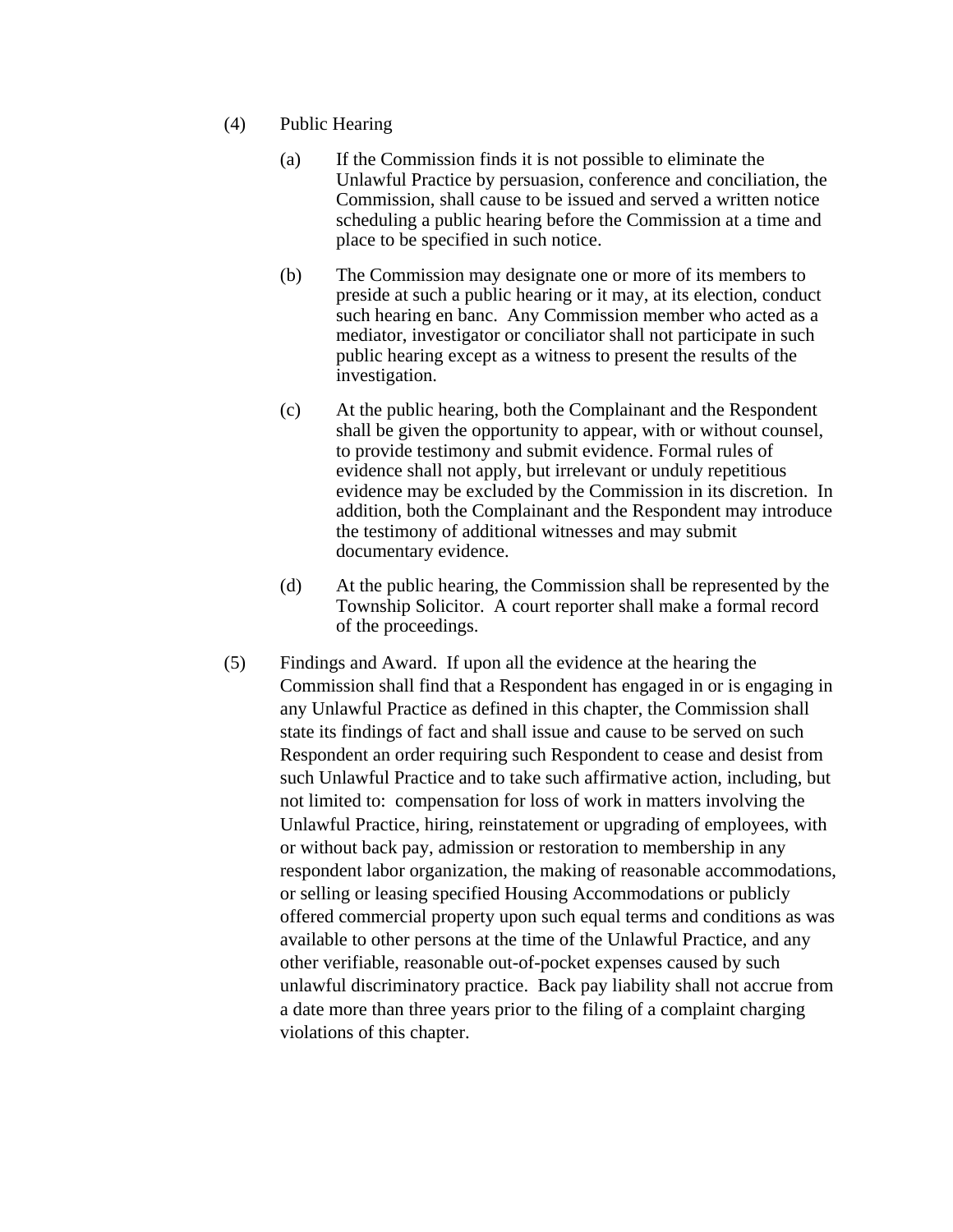(4) Public Hearing

(a) If the Commission finds it is not possible to eliminate the Unlawful Practice by persuasion, conference and conciliation, the Commission, shall cause to be issued and served a written notice scheduling a public hearing before the Commission at a time and place to be specified in such notice.

(b) The Commission may designate one or more of its members to preside at such a public hearing or it may, at its election, conduct such hearing en banc. Any Commission member who acted as a mediator, investigator or conciliator shall not participate in such public hearing except as a witness to present the results of the investigation.

(c) At the public hearing, both the Complainant and the Respondent shall be given the opportunity to appear, with or without counsel, to provide testimony and submit evidence. Formal rules of evidence shall not apply, but irrelevant or unduly repetitious evidence may be excluded by the Commission in its discretion. In addition, both the Complainant and the Respondent may introduce the testimony of additional witnesses and may submit documentary evidence.

(d) At the public hearing, the Commission shall be represented by the Township Solicitor. A court reporter shall make a formal record of the proceedings.

(5) Findings and Award. If upon all the evidence at the hearing the Commission shall find that a Respondent has engaged in or is engaging in any Unlawful Practice as defined in this chapter, the Commission shall state its findings of fact and shall issue and cause to be served on such Respondent an order requiring such Respondent to cease and desist from such Unlawful Practice and to take such affirmative action, including, but not limited to: compensation for loss of work in matters involving the Unlawful Practice, hiring, reinstatement or upgrading of employees, with or without back pay, admission or restoration to membership in any respondent labor organization, the making of reasonable accommodations, or selling or leasing specified Housing Accommodations or publicly offered commercial property upon such equal terms and conditions as was available to other persons at the time of the Unlawful Practice, and any other verifiable, reasonable out-of-pocket expenses caused by such unlawful discriminatory practice. Back pay liability shall not accrue from a date more than three years prior to the filing of a complaint charging violations of this chapter.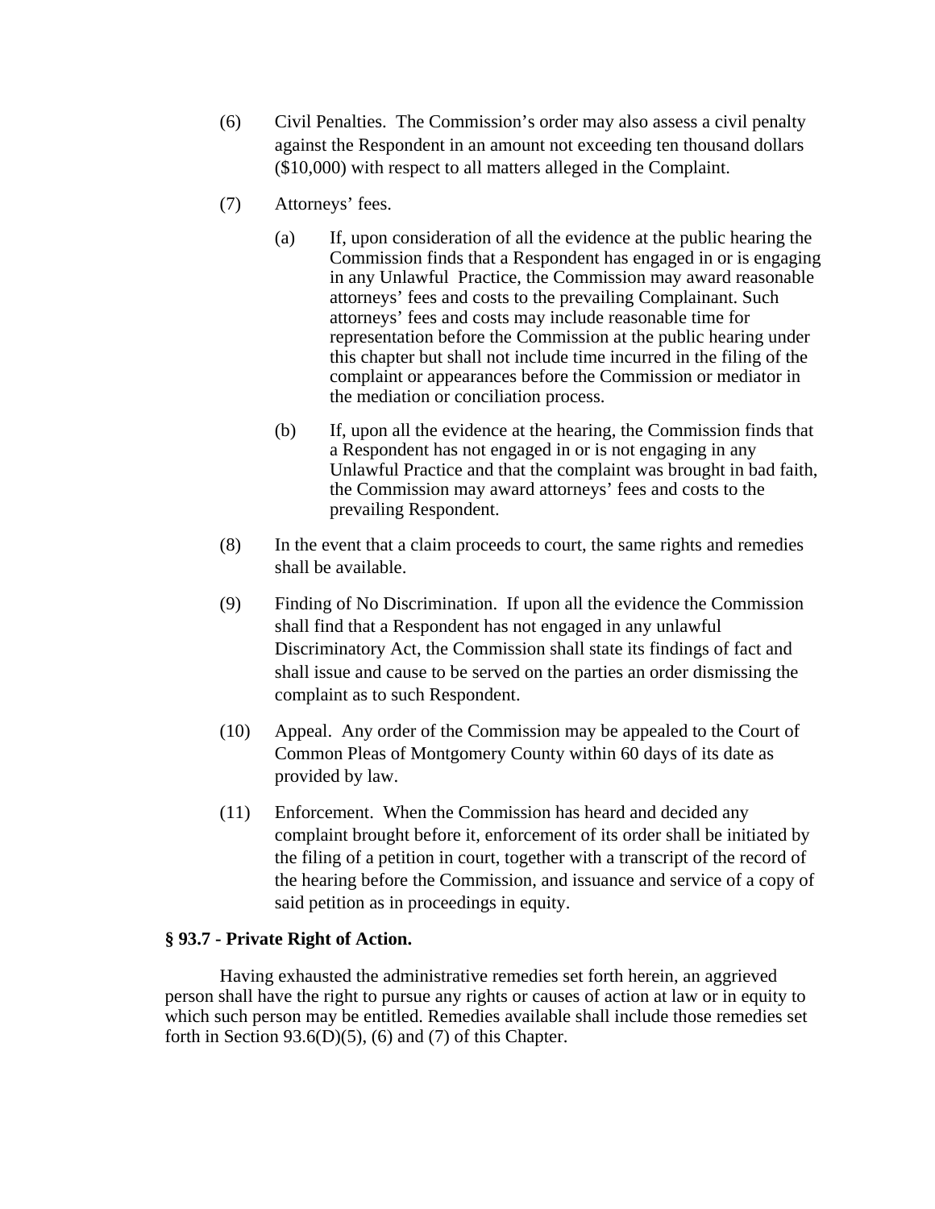(6) Civil Penalties. The Commission's order may also assess a civil penalty against the Respondent in an amount not exceeding ten thousand dollars ($10,000) with respect to all matters alleged in the Complaint.

(7) Attorneys' fees.

(a) If, upon consideration of all the evidence at the public hearing the Commission finds that a Respondent has engaged in or is engaging in any Unlawful Practice, the Commission may award reasonable attorneys' fees and costs to the prevailing Complainant. Such attorneys' fees and costs may include reasonable time for representation before the Commission at the public hearing under this chapter but shall not include time incurred in the filing of the complaint or appearances before the Commission or mediator in the mediation or conciliation process.

(b) If, upon all the evidence at the hearing, the Commission finds that a Respondent has not engaged in or is not engaging in any Unlawful Practice and that the complaint was brought in bad faith, the Commission may award attorneys' fees and costs to the prevailing Respondent.

(8) In the event that a claim proceeds to court, the same rights and remedies shall be available.

(9) Finding of No Discrimination. If upon all the evidence the Commission shall find that a Respondent has not engaged in any unlawful Discriminatory Act, the Commission shall state its findings of fact and shall issue and cause to be served on the parties an order dismissing the complaint as to such Respondent.

(10) Appeal. Any order of the Commission may be appealed to the Court of Common Pleas of Montgomery County within 60 days of its date as provided by law.

(11) Enforcement. When the Commission has heard and decided any complaint brought before it, enforcement of its order shall be initiated by the filing of a petition in court, together with a transcript of the record of the hearing before the Commission, and issuance and service of a copy of said petition as in proceedings in equity.

**§ 93.7 - Private Right of Action.**

Having exhausted the administrative remedies set forth herein, an aggrieved person shall have the right to pursue any rights or causes of action at law or in equity to which such person may be entitled. Remedies available shall include those remedies set forth in Section 93.6(D)(5), (6) and (7) of this Chapter.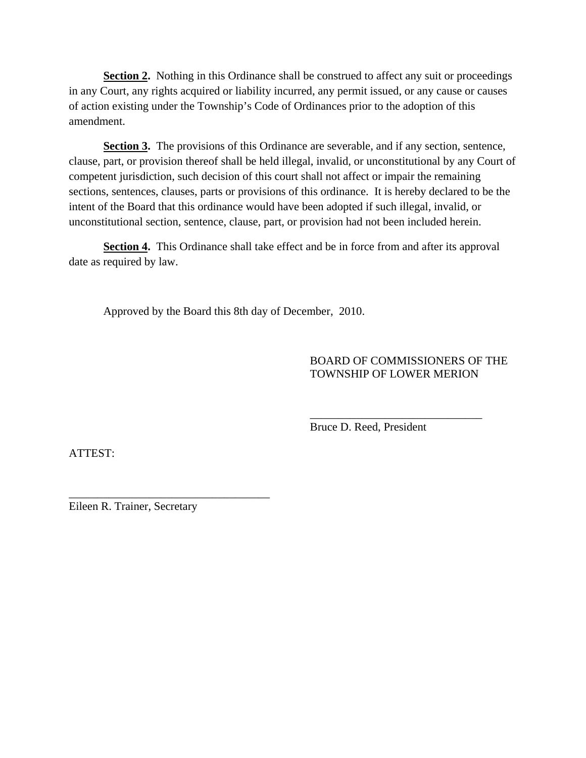**<u>Section 2</u>.** Nothing in this Ordinance shall be construed to affect any suit or proceedings in any Court, any rights acquired or liability incurred, any permit issued, or any cause or causes of action existing under the Township's Code of Ordinances prior to the adoption of this amendment.

**<u>Section 3</u>.** The provisions of this Ordinance are severable, and if any section, sentence, clause, part, or provision thereof shall be held illegal, invalid, or unconstitutional by any Court of competent jurisdiction, such decision of this court shall not affect or impair the remaining sections, sentences, clauses, parts or provisions of this ordinance. It is hereby declared to be the intent of the Board that this ordinance would have been adopted if such illegal, invalid, or unconstitutional section, sentence, clause, part, or provision had not been included herein.

**<u>Section 4</u>.** This Ordinance shall take effect and be in force from and after its approval date as required by law.

Approved by the Board this 8th day of December, 2010.

BOARD OF COMMISSIONERS OF THE TOWNSHIP OF LOWER MERION

______________________________
Bruce D. Reed, President

ATTEST:

___________________________________
Eileen R. Trainer, Secretary